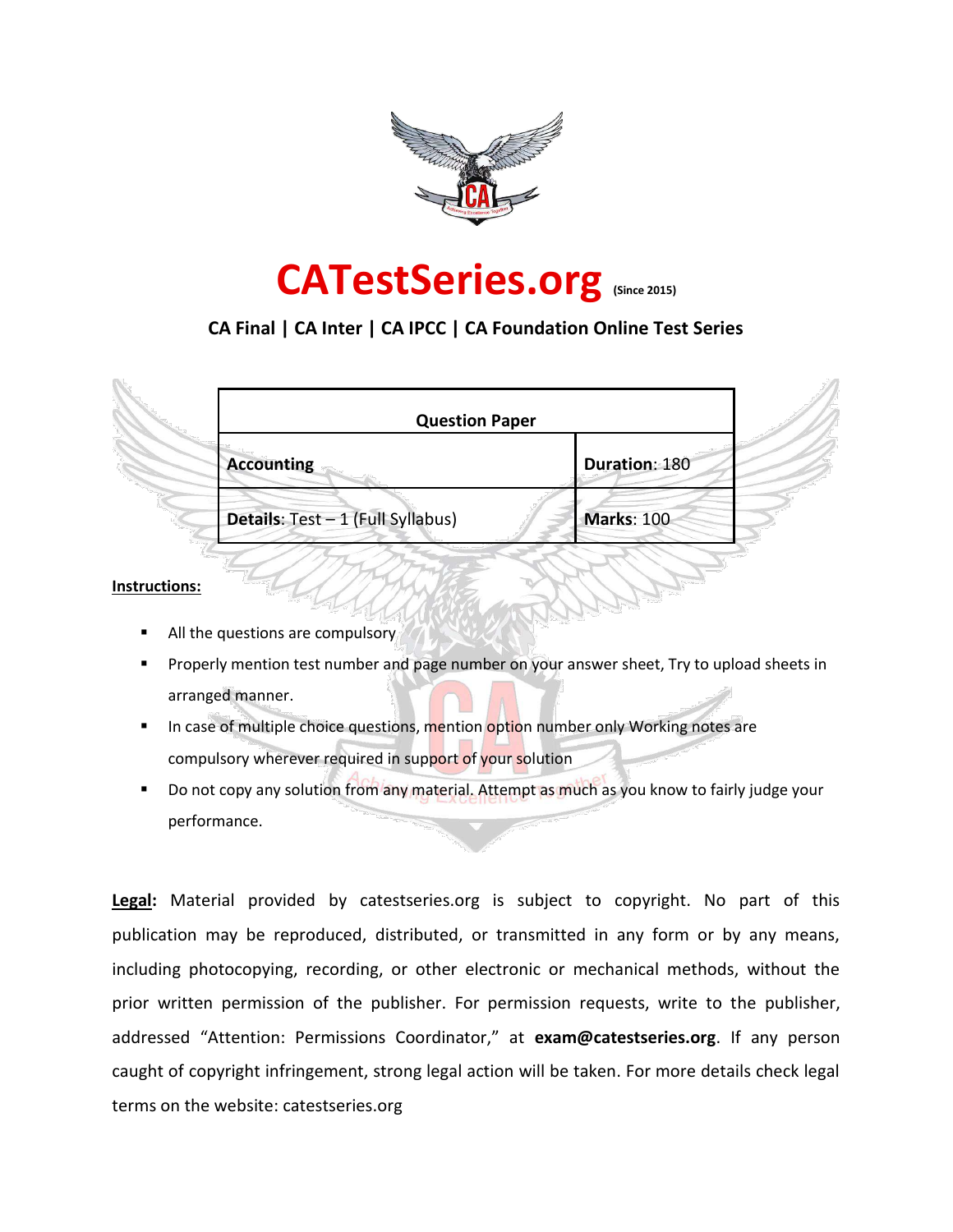# CATestSeries.org (Since 2015)

**CA Final | CA Inter | CA IPCC | CA Foundation Online Test Series**

| Question Paper | |
|---|---|
| **Accounting** | **Duration**: 180 |
| **Details**: Test – 1 (Full Syllabus) | **Marks**: 100 |

**Instructions:**

- All the questions are compulsory
- Properly mention test number and page number on your answer sheet, Try to upload sheets in arranged manner.
- In case of multiple choice questions, mention option number only Working notes are compulsory wherever required in support of your solution
- Do not copy any solution from any material. Attempt as much as you know to fairly judge your performance.

**Legal:** Material provided by catestseries.org is subject to copyright. No part of this publication may be reproduced, distributed, or transmitted in any form or by any means, including photocopying, recording, or other electronic or mechanical methods, without the prior written permission of the publisher. For permission requests, write to the publisher, addressed "Attention: Permissions Coordinator," at **exam@catestseries.org**. If any person caught of copyright infringement, strong legal action will be taken. For more details check legal terms on the website: catestseries.org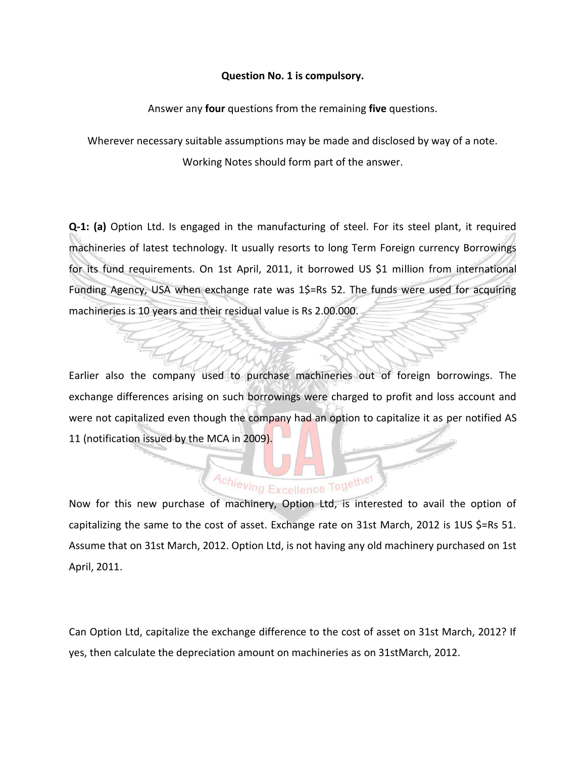**Question No. 1 is compulsory.**

Answer any **four** questions from the remaining **five** questions.

Wherever necessary suitable assumptions may be made and disclosed by way of a note.

Working Notes should form part of the answer.

**Q-1: (a)** Option Ltd. Is engaged in the manufacturing of steel. For its steel plant, it required machineries of latest technology. It usually resorts to long Term Foreign currency Borrowings for its fund requirements. On 1st April, 2011, it borrowed US $1 million from international Funding Agency, USA when exchange rate was 1$=Rs 52. The funds were used for acquiring machineries is 10 years and their residual value is Rs 2.00.000.

Earlier also the company used to purchase machineries out of foreign borrowings. The exchange differences arising on such borrowings were charged to profit and loss account and were not capitalized even though the company had an option to capitalize it as per notified AS 11 (notification issued by the MCA in 2009).

Now for this new purchase of machinery, Option Ltd, is interested to avail the option of capitalizing the same to the cost of asset. Exchange rate on 31st March, 2012 is 1US $=Rs 51. Assume that on 31st March, 2012. Option Ltd, is not having any old machinery purchased on 1st April, 2011.

Can Option Ltd, capitalize the exchange difference to the cost of asset on 31st March, 2012? If yes, then calculate the depreciation amount on machineries as on 31stMarch, 2012.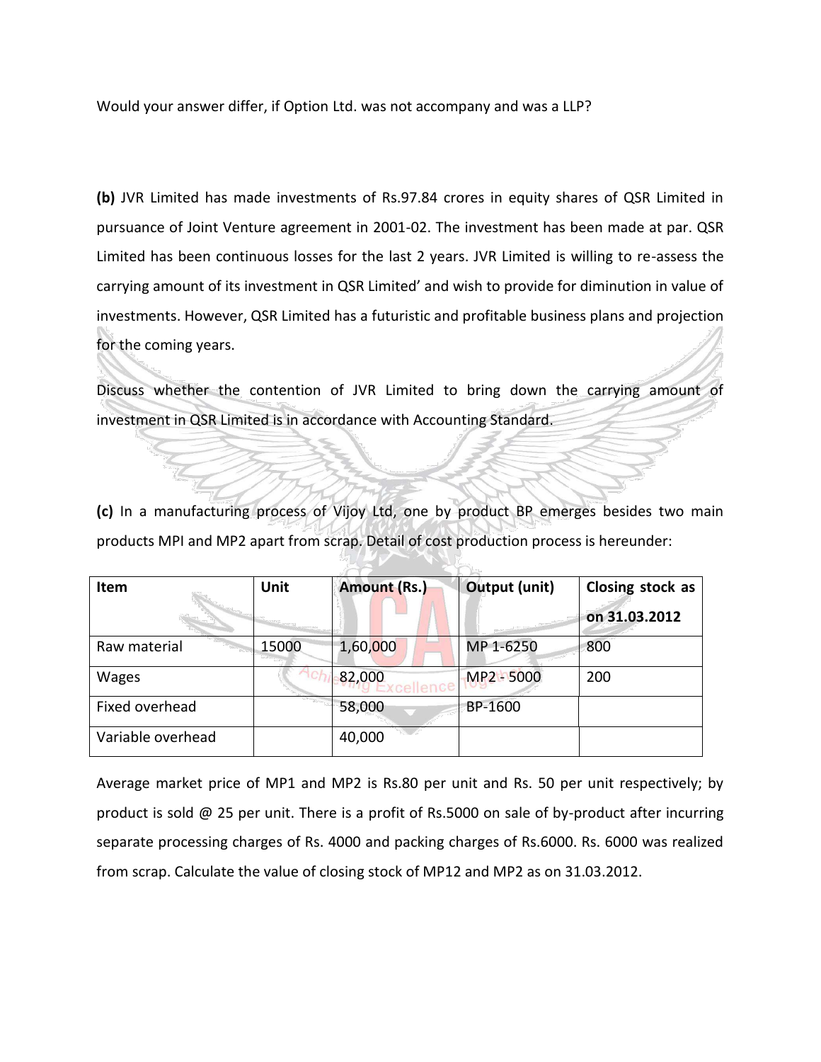Would your answer differ, if Option Ltd. was not accompany and was a LLP?

**(b)** JVR Limited has made investments of Rs.97.84 crores in equity shares of QSR Limited in pursuance of Joint Venture agreement in 2001-02. The investment has been made at par. QSR Limited has been continuous losses for the last 2 years. JVR Limited is willing to re-assess the carrying amount of its investment in QSR Limited' and wish to provide for diminution in value of investments. However, QSR Limited has a futuristic and profitable business plans and projection for the coming years.

Discuss whether the contention of JVR Limited to bring down the carrying amount of investment in QSR Limited is in accordance with Accounting Standard.

**(c)** In a manufacturing process of Vijoy Ltd, one by product BP emerges besides two main products MPI and MP2 apart from scrap. Detail of cost production process is hereunder:

| Item | Unit | Amount (Rs.) | Output (unit) | Closing stock as on 31.03.2012 |
|---|---|---|---|---|
| Raw material | 15000 | 1,60,000 | MP 1-6250 | 800 |
| Wages | | 82,000 | MP2 - 5000 | 200 |
| Fixed overhead | | 58,000 | BP-1600 | |
| Variable overhead | | 40,000 | | |

Average market price of MP1 and MP2 is Rs.80 per unit and Rs. 50 per unit respectively; by product is sold @ 25 per unit. There is a profit of Rs.5000 on sale of by-product after incurring separate processing charges of Rs. 4000 and packing charges of Rs.6000. Rs. 6000 was realized from scrap. Calculate the value of closing stock of MP12 and MP2 as on 31.03.2012.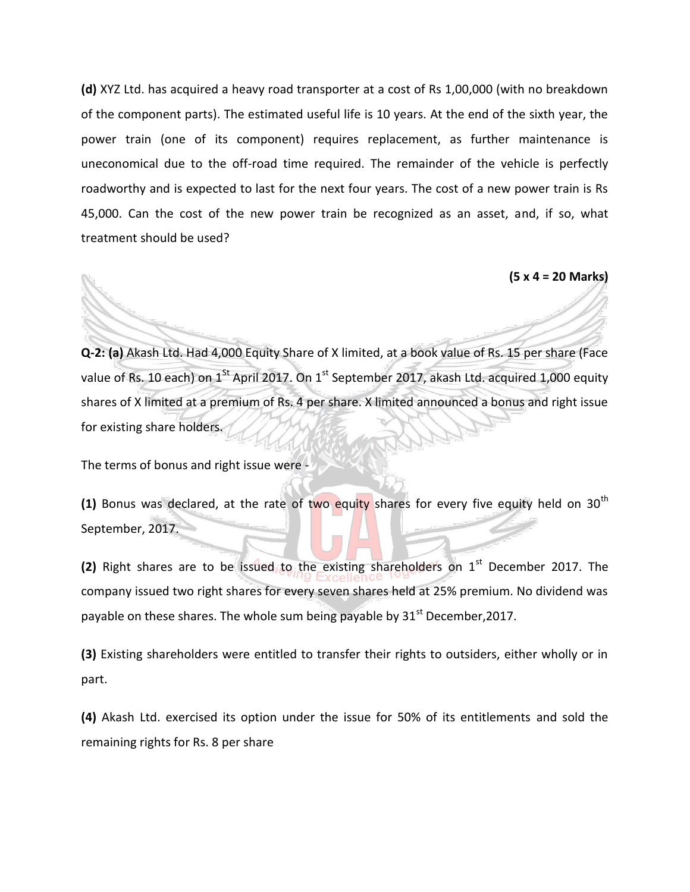**(d)** XYZ Ltd. has acquired a heavy road transporter at a cost of Rs 1,00,000 (with no breakdown of the component parts). The estimated useful life is 10 years. At the end of the sixth year, the power train (one of its component) requires replacement, as further maintenance is uneconomical due to the off-road time required. The remainder of the vehicle is perfectly roadworthy and is expected to last for the next four years. The cost of a new power train is Rs 45,000. Can the cost of the new power train be recognized as an asset, and, if so, what treatment should be used?

**(5 x 4 = 20 Marks)**

**Q-2: (a)** Akash Ltd. Had 4,000 Equity Share of X limited, at a book value of Rs. 15 per share (Face value of Rs. 10 each) on 1st April 2017. On 1st September 2017, akash Ltd. acquired 1,000 equity shares of X limited at a premium of Rs. 4 per share. X limited announced a bonus and right issue for existing share holders.

The terms of bonus and right issue were -

**(1)** Bonus was declared, at the rate of two equity shares for every five equity held on 30th September, 2017.

**(2)** Right shares are to be issued to the existing shareholders on 1st December 2017. The company issued two right shares for every seven shares held at 25% premium. No dividend was payable on these shares. The whole sum being payable by 31st December,2017.

**(3)** Existing shareholders were entitled to transfer their rights to outsiders, either wholly or in part.

**(4)** Akash Ltd. exercised its option under the issue for 50% of its entitlements and sold the remaining rights for Rs. 8 per share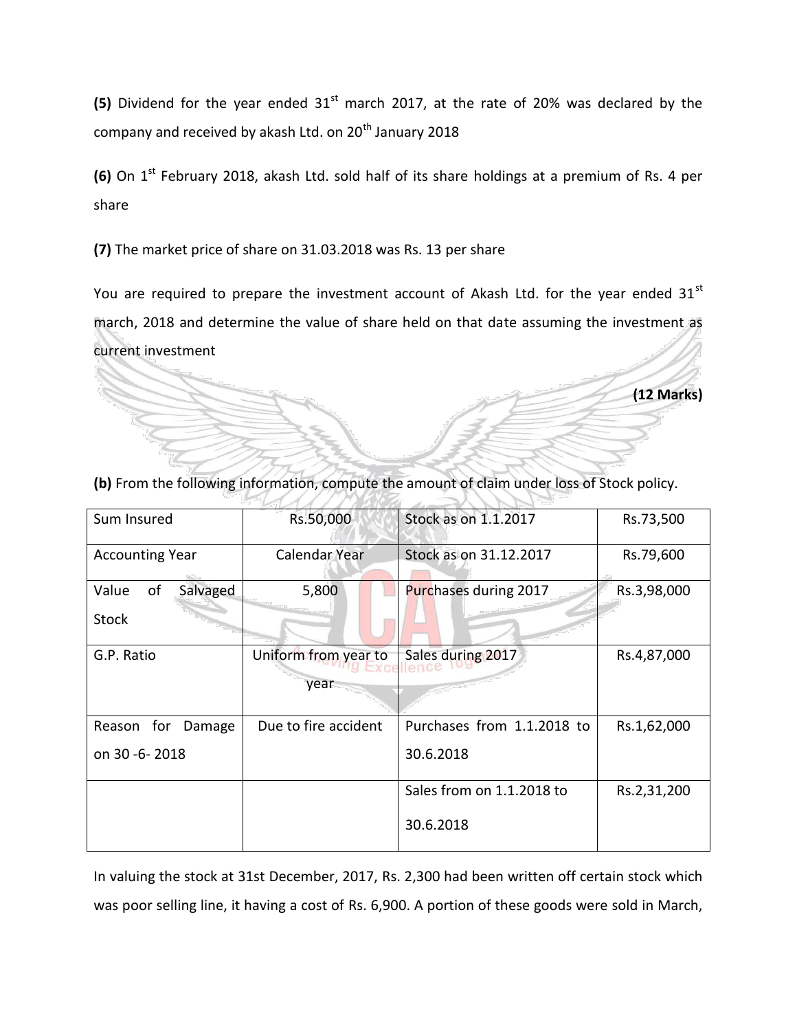**(5)** Dividend for the year ended 31st march 2017, at the rate of 20% was declared by the company and received by akash Ltd. on 20th January 2018

**(6)** On 1st February 2018, akash Ltd. sold half of its share holdings at a premium of Rs. 4 per share

**(7)** The market price of share on 31.03.2018 was Rs. 13 per share

You are required to prepare the investment account of Akash Ltd. for the year ended 31st march, 2018 and determine the value of share held on that date assuming the investment as current investment

**(12 Marks)**

**(b)** From the following information, compute the amount of claim under loss of Stock policy.

| Sum Insured | Rs.50,000 | Stock as on 1.1.2017 | Rs.73,500 |
|---|---|---|---|
| Accounting Year | Calendar Year | Stock as on 31.12.2017 | Rs.79,600 |
| Value of Salvaged Stock | 5,800 | Purchases during 2017 | Rs.3,98,000 |
| G.P. Ratio | Uniform from year to year | Sales during 2017 | Rs.4,87,000 |
| Reason for Damage on 30 -6- 2018 | Due to fire accident | Purchases from 1.1.2018 to 30.6.2018 | Rs.1,62,000 |
| | | Sales from on 1.1.2018 to 30.6.2018 | Rs.2,31,200 |

In valuing the stock at 31st December, 2017, Rs. 2,300 had been written off certain stock which was poor selling line, it having a cost of Rs. 6,900. A portion of these goods were sold in March,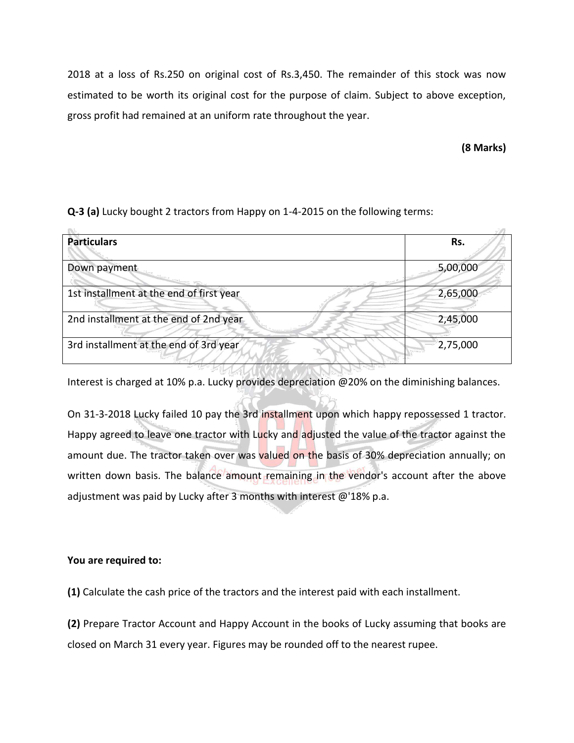2018 at a loss of Rs.250 on original cost of Rs.3,450. The remainder of this stock was now estimated to be worth its original cost for the purpose of claim. Subject to above exception, gross profit had remained at an uniform rate throughout the year.

**(8 Marks)**

**Q-3 (a)** Lucky bought 2 tractors from Happy on 1-4-2015 on the following terms:

| **Particulars** | **Rs.** |
|---|---|
| Down payment | 5,00,000 |
| 1st installment at the end of first year | 2,65,000 |
| 2nd installment at the end of 2nd year | 2,45,000 |
| 3rd installment at the end of 3rd year | 2,75,000 |

Interest is charged at 10% p.a. Lucky provides depreciation @20% on the diminishing balances.

On 31-3-2018 Lucky failed 10 pay the 3rd installment upon which happy repossessed 1 tractor. Happy agreed to leave one tractor with Lucky and adjusted the value of the tractor against the amount due. The tractor taken over was valued on the basis of 30% depreciation annually; on written down basis. The balance amount remaining in the vendor's account after the above adjustment was paid by Lucky after 3 months with interest @'18% p.a.

**You are required to:**

**(1)** Calculate the cash price of the tractors and the interest paid with each installment.

**(2)** Prepare Tractor Account and Happy Account in the books of Lucky assuming that books are closed on March 31 every year. Figures may be rounded off to the nearest rupee.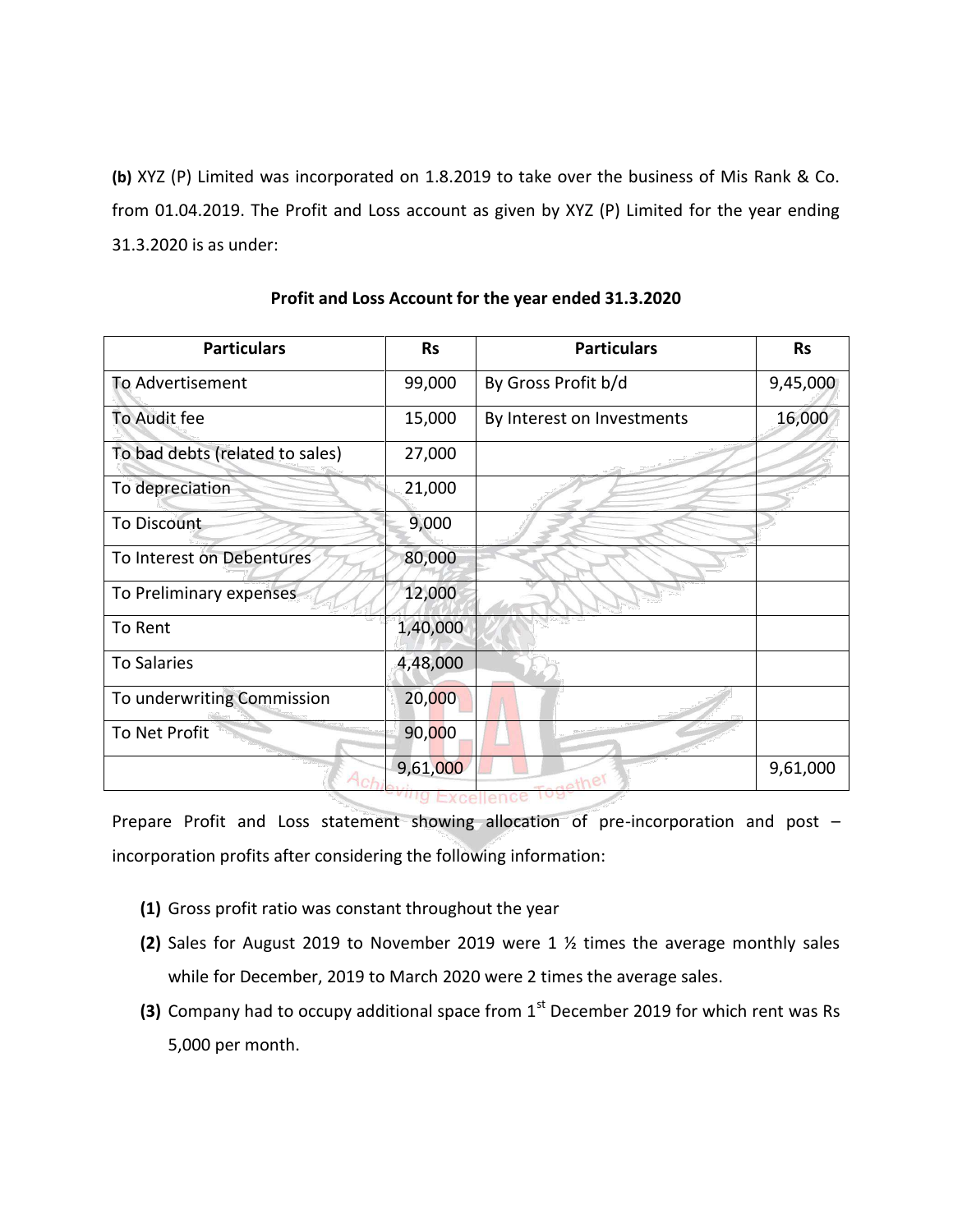**(b)** XYZ (P) Limited was incorporated on 1.8.2019 to take over the business of Mis Rank & Co. from 01.04.2019. The Profit and Loss account as given by XYZ (P) Limited for the year ending 31.3.2020 is as under:

**Profit and Loss Account for the year ended 31.3.2020**

| Particulars | Rs | Particulars | Rs |
|---|---|---|---|
| To Advertisement | 99,000 | By Gross Profit b/d | 9,45,000 |
| To Audit fee | 15,000 | By Interest on Investments | 16,000 |
| To bad debts (related to sales) | 27,000 | | |
| To depreciation | 21,000 | | |
| To Discount | 9,000 | | |
| To Interest on Debentures | 80,000 | | |
| To Preliminary expenses | 12,000 | | |
| To Rent | 1,40,000 | | |
| To Salaries | 4,48,000 | | |
| To underwriting Commission | 20,000 | | |
| To Net Profit | 90,000 | | |
| | 9,61,000 | | 9,61,000 |

Prepare Profit and Loss statement showing allocation of pre-incorporation and post – incorporation profits after considering the following information:

**(1)** Gross profit ratio was constant throughout the year

**(2)** Sales for August 2019 to November 2019 were 1 ½ times the average monthly sales while for December, 2019 to March 2020 were 2 times the average sales.

**(3)** Company had to occupy additional space from 1st December 2019 for which rent was Rs 5,000 per month.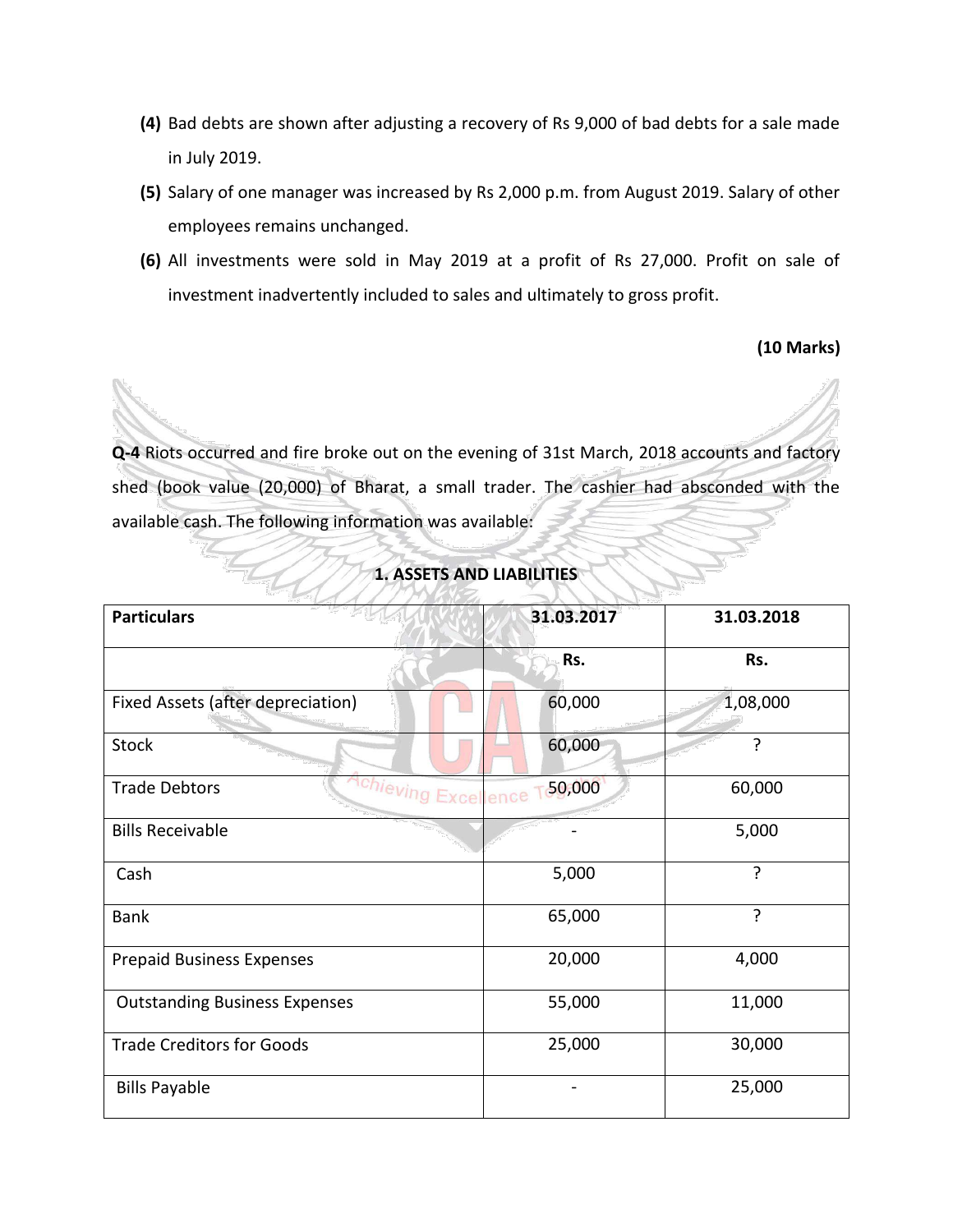**(4)** Bad debts are shown after adjusting a recovery of Rs 9,000 of bad debts for a sale made in July 2019.

**(5)** Salary of one manager was increased by Rs 2,000 p.m. from August 2019. Salary of other employees remains unchanged.

**(6)** All investments were sold in May 2019 at a profit of Rs 27,000. Profit on sale of investment inadvertently included to sales and ultimately to gross profit.

**(10 Marks)**

**Q-4** Riots occurred and fire broke out on the evening of 31st March, 2018 accounts and factory shed (book value (20,000) of Bharat, a small trader. The cashier had absconded with the available cash. The following information was available:

**1. ASSETS AND LIABILITIES**

| Particulars | 31.03.2017 | 31.03.2018 |
|---|---|---|
| | Rs. | Rs. |
| Fixed Assets (after depreciation) | 60,000 | 1,08,000 |
| Stock | 60,000 | ? |
| Trade Debtors | 50,000 | 60,000 |
| Bills Receivable | - | 5,000 |
| Cash | 5,000 | ? |
| Bank | 65,000 | ? |
| Prepaid Business Expenses | 20,000 | 4,000 |
| Outstanding Business Expenses | 55,000 | 11,000 |
| Trade Creditors for Goods | 25,000 | 30,000 |
| Bills Payable | - | 25,000 |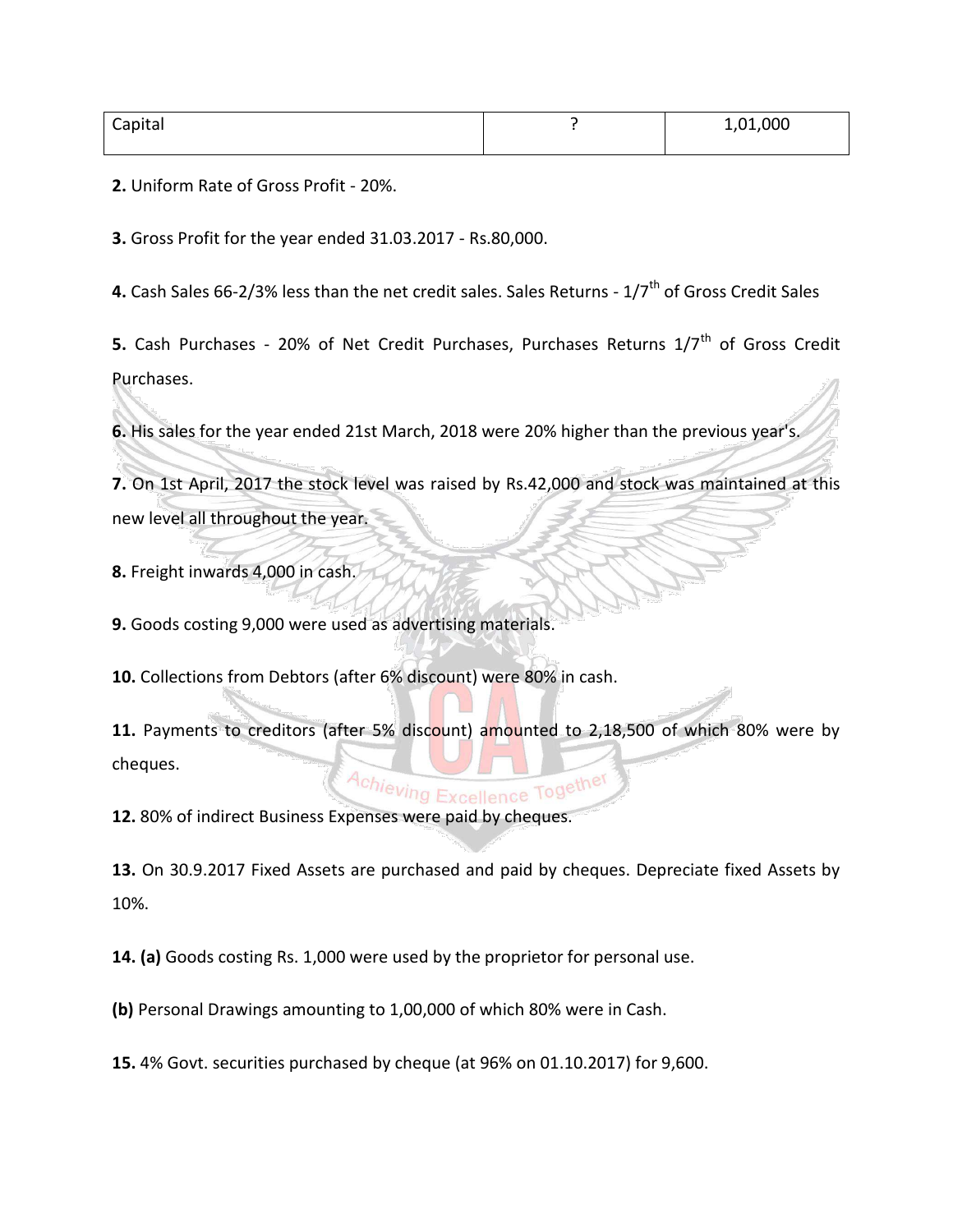| Capital | ? | 1,01,000 |
|---|---|---|

**2.** Uniform Rate of Gross Profit - 20%.

**3.** Gross Profit for the year ended 31.03.2017 - Rs.80,000.

**4.** Cash Sales 66-2/3% less than the net credit sales. Sales Returns - 1/7$^{th}$ of Gross Credit Sales

**5.** Cash Purchases - 20% of Net Credit Purchases, Purchases Returns 1/7$^{th}$ of Gross Credit Purchases.

**6.** His sales for the year ended 21st March, 2018 were 20% higher than the previous year's.

**7.** On 1st April, 2017 the stock level was raised by Rs.42,000 and stock was maintained at this new level all throughout the year.

**8.** Freight inwards 4,000 in cash.

**9.** Goods costing 9,000 were used as advertising materials.

**10.** Collections from Debtors (after 6% discount) were 80% in cash.

**11.** Payments to creditors (after 5% discount) amounted to 2,18,500 of which 80% were by cheques.

**12.** 80% of indirect Business Expenses were paid by cheques.

**13.** On 30.9.2017 Fixed Assets are purchased and paid by cheques. Depreciate fixed Assets by 10%.

**14. (a)** Goods costing Rs. 1,000 were used by the proprietor for personal use.

**(b)** Personal Drawings amounting to 1,00,000 of which 80% were in Cash.

**15.** 4% Govt. securities purchased by cheque (at 96% on 01.10.2017) for 9,600.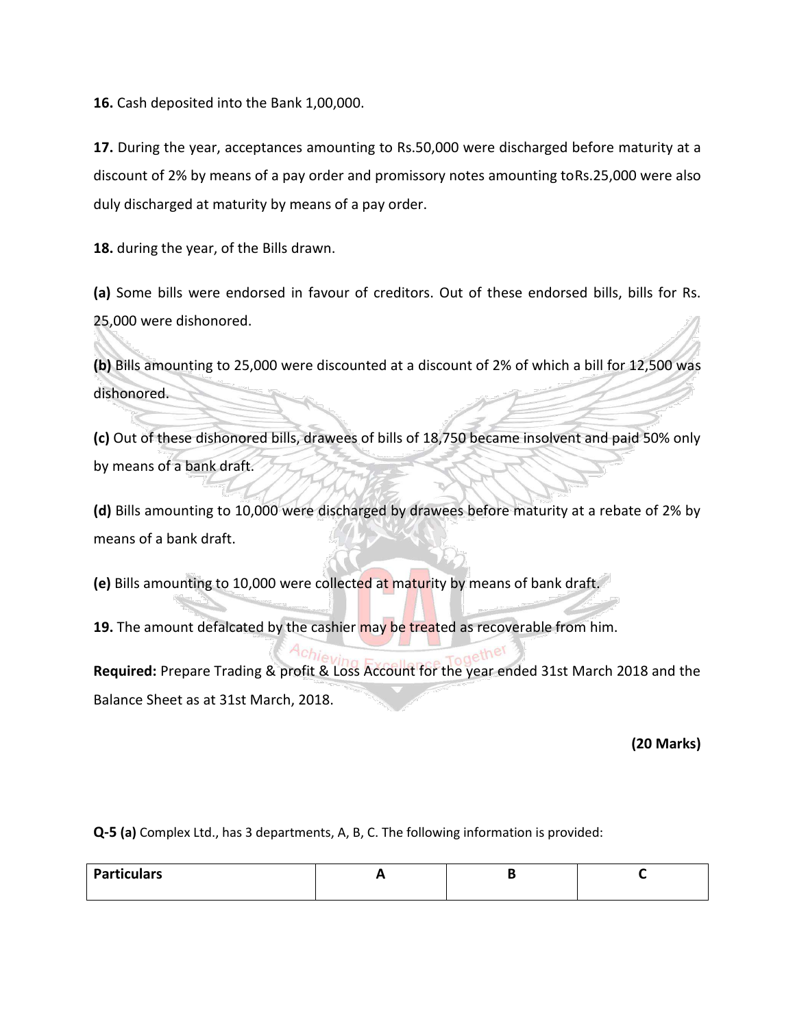**16.** Cash deposited into the Bank 1,00,000.

**17.** During the year, acceptances amounting to Rs.50,000 were discharged before maturity at a discount of 2% by means of a pay order and promissory notes amounting toRs.25,000 were also duly discharged at maturity by means of a pay order.

**18.** during the year, of the Bills drawn.

**(a)** Some bills were endorsed in favour of creditors. Out of these endorsed bills, bills for Rs. 25,000 were dishonored.

**(b)** Bills amounting to 25,000 were discounted at a discount of 2% of which a bill for 12,500 was dishonored.

**(c)** Out of these dishonored bills, drawees of bills of 18,750 became insolvent and paid 50% only by means of a bank draft.

**(d)** Bills amounting to 10,000 were discharged by drawees before maturity at a rebate of 2% by means of a bank draft.

**(e)** Bills amounting to 10,000 were collected at maturity by means of bank draft.

**19.** The amount defalcated by the cashier may be treated as recoverable from him.

**Required:** Prepare Trading & profit & Loss Account for the year ended 31st March 2018 and the Balance Sheet as at 31st March, 2018.

**(20 Marks)**

**Q-5 (a)** Complex Ltd., has 3 departments, A, B, C. The following information is provided:

| **Particulars** | **A** | **B** | **C** |
|---|---|---|---|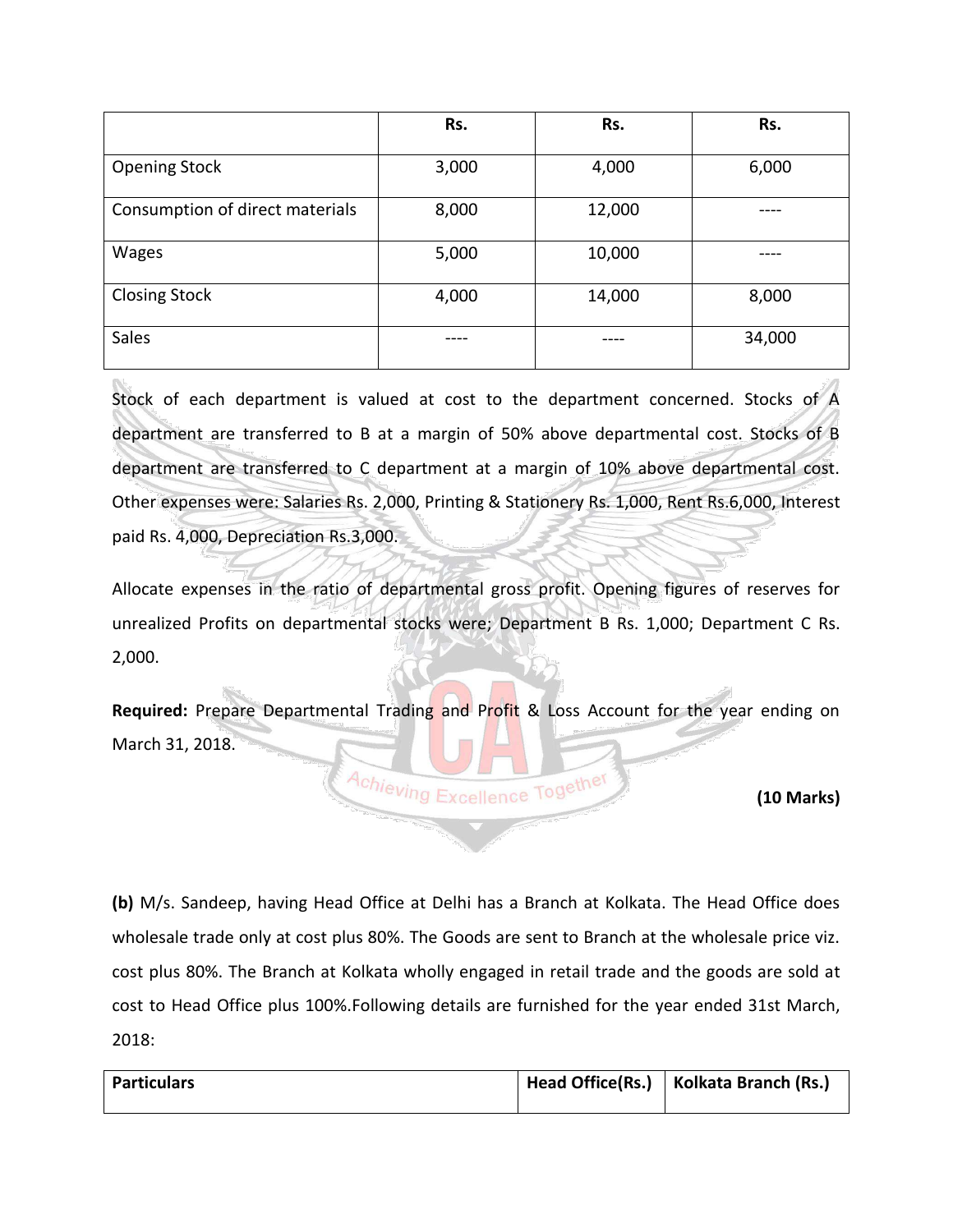| | Rs. | Rs. | Rs. |
|---|---|---|---|
| Opening Stock | 3,000 | 4,000 | 6,000 |
| Consumption of direct materials | 8,000 | 12,000 | ---- |
| Wages | 5,000 | 10,000 | ---- |
| Closing Stock | 4,000 | 14,000 | 8,000 |
| Sales | ---- | ---- | 34,000 |

Stock of each department is valued at cost to the department concerned. Stocks of A department are transferred to B at a margin of 50% above departmental cost. Stocks of B department are transferred to C department at a margin of 10% above departmental cost. Other expenses were: Salaries Rs. 2,000, Printing & Stationery Rs. 1,000, Rent Rs.6,000, Interest paid Rs. 4,000, Depreciation Rs.3,000.

Allocate expenses in the ratio of departmental gross profit. Opening figures of reserves for unrealized Profits on departmental stocks were; Department B Rs. 1,000; Department C Rs. 2,000.

**Required:** Prepare Departmental Trading and Profit & Loss Account for the year ending on March 31, 2018.

**(10 Marks)**

**(b)** M/s. Sandeep, having Head Office at Delhi has a Branch at Kolkata. The Head Office does wholesale trade only at cost plus 80%. The Goods are sent to Branch at the wholesale price viz. cost plus 80%. The Branch at Kolkata wholly engaged in retail trade and the goods are sold at cost to Head Office plus 100%.Following details are furnished for the year ended 31st March, 2018:

| Particulars | Head Office(Rs.) | Kolkata Branch (Rs.) |
|---|---|---|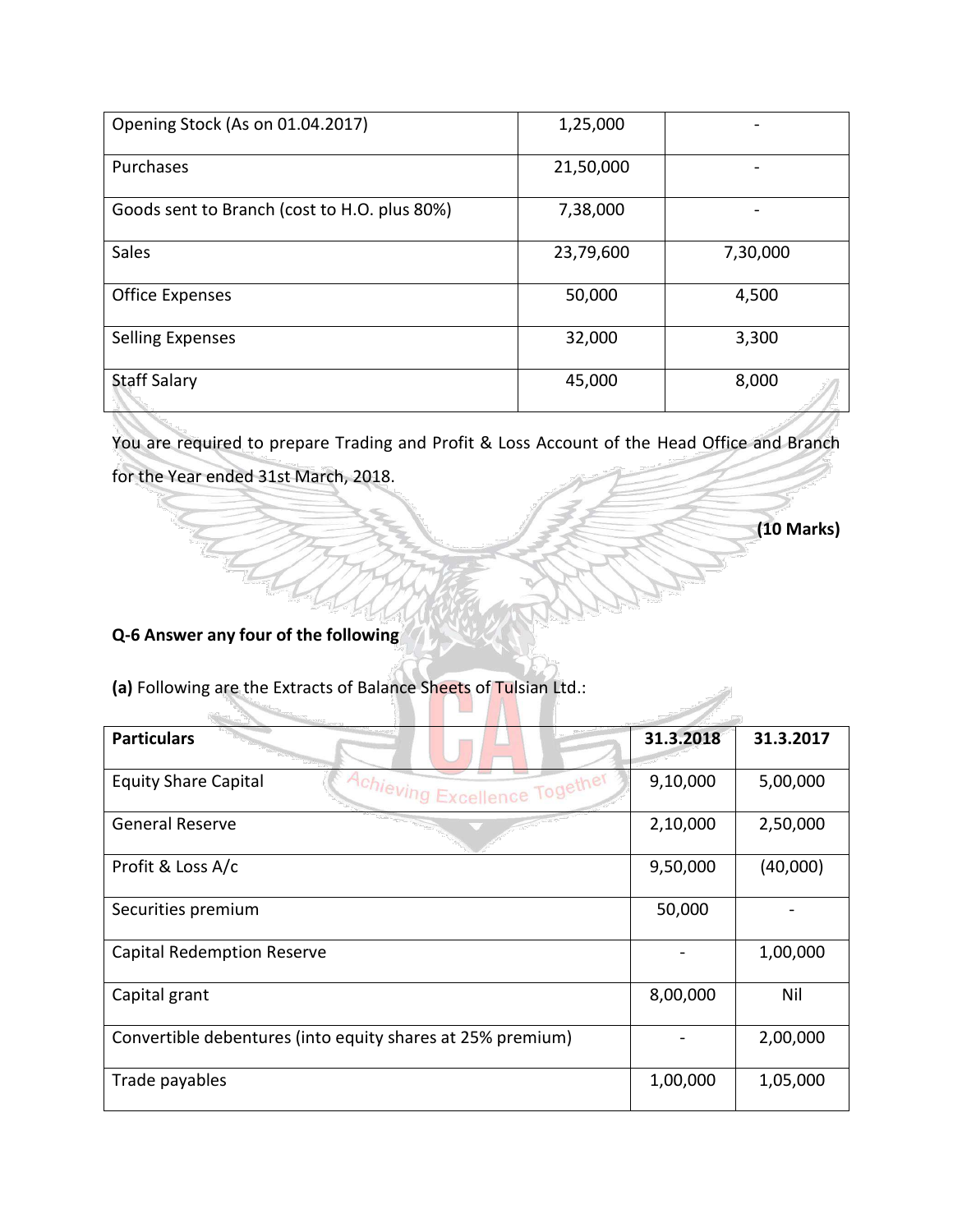| | | |
|---|---|---|
| Opening Stock (As on 01.04.2017) | 1,25,000 | - |
| Purchases | 21,50,000 | - |
| Goods sent to Branch (cost to H.O. plus 80%) | 7,38,000 | - |
| Sales | 23,79,600 | 7,30,000 |
| Office Expenses | 50,000 | 4,500 |
| Selling Expenses | 32,000 | 3,300 |
| Staff Salary | 45,000 | 8,000 |

You are required to prepare Trading and Profit & Loss Account of the Head Office and Branch for the Year ended 31st March, 2018.

**(10 Marks)**

**Q-6 Answer any four of the following**

**(a)** Following are the Extracts of Balance Sheets of Tulsian Ltd.:

| **Particulars** | **31.3.2018** | **31.3.2017** |
|---|---|---|
| Equity Share Capital | 9,10,000 | 5,00,000 |
| General Reserve | 2,10,000 | 2,50,000 |
| Profit & Loss A/c | 9,50,000 | (40,000) |
| Securities premium | 50,000 | - |
| Capital Redemption Reserve | - | 1,00,000 |
| Capital grant | 8,00,000 | Nil |
| Convertible debentures (into equity shares at 25% premium) | - | 2,00,000 |
| Trade payables | 1,00,000 | 1,05,000 |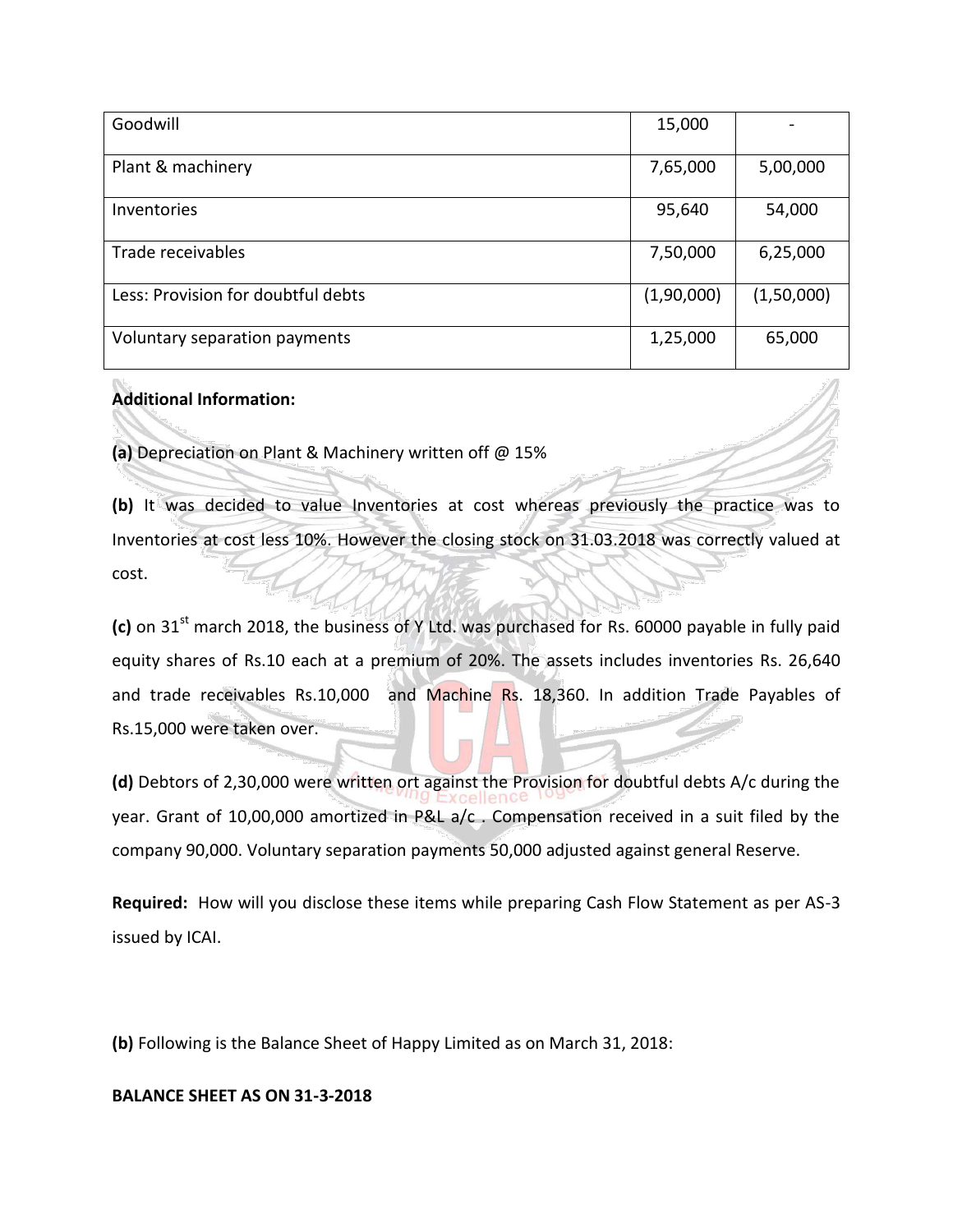| | | |
|---|---|---|
| Goodwill | 15,000 | - |
| Plant & machinery | 7,65,000 | 5,00,000 |
| Inventories | 95,640 | 54,000 |
| Trade receivables | 7,50,000 | 6,25,000 |
| Less: Provision for doubtful debts | (1,90,000) | (1,50,000) |
| Voluntary separation payments | 1,25,000 | 65,000 |

**Additional Information:**

**(a)** Depreciation on Plant & Machinery written off @ 15%

**(b)** It was decided to value Inventories at cost whereas previously the practice was to Inventories at cost less 10%. However the closing stock on 31.03.2018 was correctly valued at cost.

**(c)** on 31st march 2018, the business of Y Ltd. was purchased for Rs. 60000 payable in fully paid equity shares of Rs.10 each at a premium of 20%. The assets includes inventories Rs. 26,640 and trade receivables Rs.10,000 and Machine Rs. 18,360. In addition Trade Payables of Rs.15,000 were taken over.

**(d)** Debtors of 2,30,000 were written ort against the Provision for doubtful debts A/c during the year. Grant of 10,00,000 amortized in P&L a/c . Compensation received in a suit filed by the company 90,000. Voluntary separation payments 50,000 adjusted against general Reserve.

**Required:** How will you disclose these items while preparing Cash Flow Statement as per AS-3 issued by ICAI.

**(b)** Following is the Balance Sheet of Happy Limited as on March 31, 2018:

**BALANCE SHEET AS ON 31-3-2018**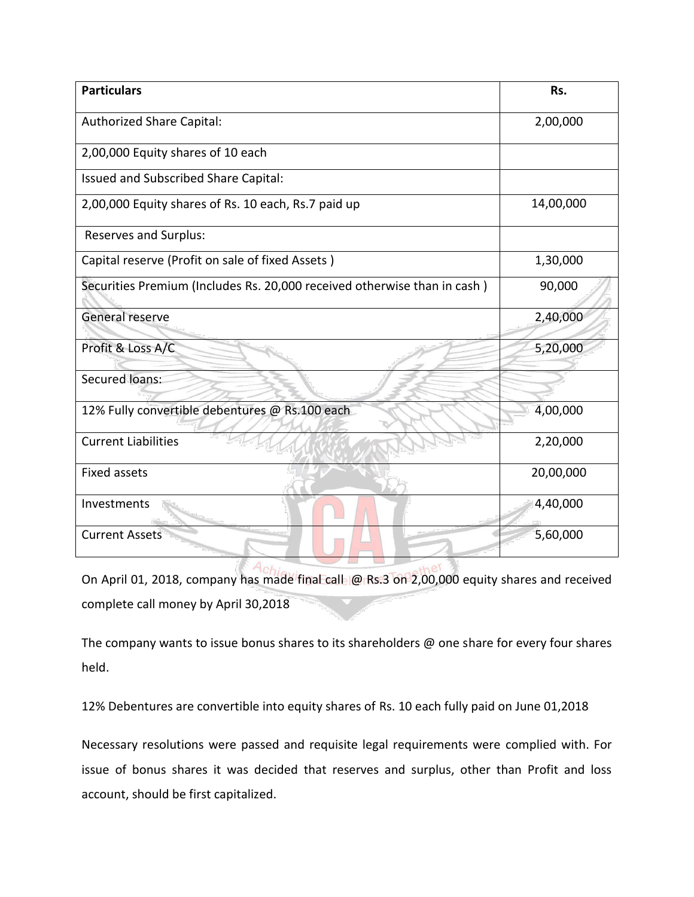| Particulars | Rs. |
|---|---|
| Authorized Share Capital: | 2,00,000 |
| 2,00,000 Equity shares of 10 each | |
| Issued and Subscribed Share Capital: | |
| 2,00,000 Equity shares of Rs. 10 each, Rs.7 paid up | 14,00,000 |
| Reserves and Surplus: | |
| Capital reserve (Profit on sale of fixed Assets ) | 1,30,000 |
| Securities Premium (Includes Rs. 20,000 received otherwise than in cash ) | 90,000 |
| General reserve | 2,40,000 |
| Profit & Loss A/C | 5,20,000 |
| Secured loans: | |
| 12% Fully convertible debentures @ Rs.100 each | 4,00,000 |
| Current Liabilities | 2,20,000 |
| Fixed assets | 20,00,000 |
| Investments | 4,40,000 |
| Current Assets | 5,60,000 |

On April 01, 2018, company has made final call @ Rs.3 on 2,00,000 equity shares and received complete call money by April 30,2018

The company wants to issue bonus shares to its shareholders @ one share for every four shares held.

12% Debentures are convertible into equity shares of Rs. 10 each fully paid on June 01,2018

Necessary resolutions were passed and requisite legal requirements were complied with. For issue of bonus shares it was decided that reserves and surplus, other than Profit and loss account, should be first capitalized.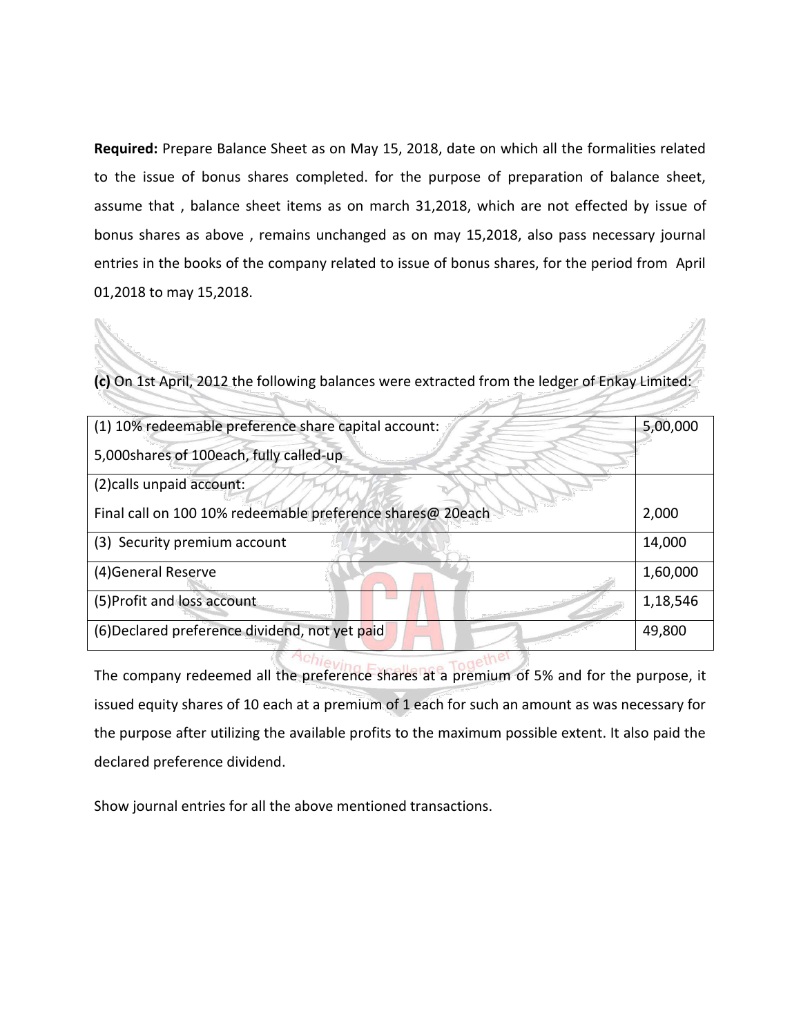**Required:** Prepare Balance Sheet as on May 15, 2018, date on which all the formalities related to the issue of bonus shares completed. for the purpose of preparation of balance sheet, assume that , balance sheet items as on march 31,2018, which are not effected by issue of bonus shares as above , remains unchanged as on may 15,2018, also pass necessary journal entries in the books of the company related to issue of bonus shares, for the period from April 01,2018 to may 15,2018.

**(c)** On 1st April, 2012 the following balances were extracted from the ledger of Enkay Limited:

| | |
|---|---|
| (1) 10% redeemable preference share capital account:<br>5,000shares of 100each, fully called-up | 5,00,000 |
| (2)calls unpaid account:<br>Final call on 100 10% redeemable preference shares@ 20each | 2,000 |
| (3) Security premium account | 14,000 |
| (4)General Reserve | 1,60,000 |
| (5)Profit and loss account | 1,18,546 |
| (6)Declared preference dividend, not yet paid | 49,800 |

The company redeemed all the preference shares at a premium of 5% and for the purpose, it issued equity shares of 10 each at a premium of 1 each for such an amount as was necessary for the purpose after utilizing the available profits to the maximum possible extent. It also paid the declared preference dividend.

Show journal entries for all the above mentioned transactions.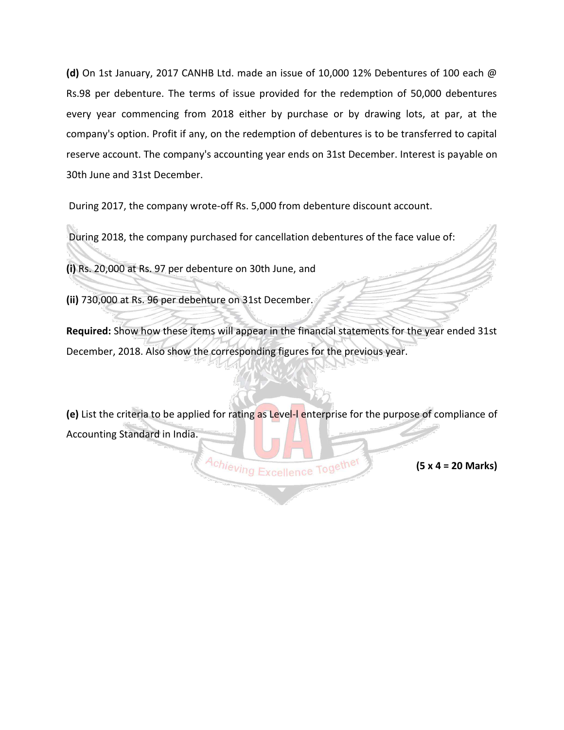**(d)** On 1st January, 2017 CANHB Ltd. made an issue of 10,000 12% Debentures of 100 each @ Rs.98 per debenture. The terms of issue provided for the redemption of 50,000 debentures every year commencing from 2018 either by purchase or by drawing lots, at par, at the company's option. Profit if any, on the redemption of debentures is to be transferred to capital reserve account. The company's accounting year ends on 31st December. Interest is payable on 30th June and 31st December.

During 2017, the company wrote-off Rs. 5,000 from debenture discount account.

During 2018, the company purchased for cancellation debentures of the face value of:

**(i)** Rs. 20,000 at Rs. 97 per debenture on 30th June, and

**(ii)** 730,000 at Rs. 96 per debenture on 31st December.

**Required:** Show how these items will appear in the financial statements for the year ended 31st December, 2018. Also show the corresponding figures for the previous year.

**(e)** List the criteria to be applied for rating as Level-I enterprise for the purpose of compliance of Accounting Standard in India.

**(5 x 4 = 20 Marks)**